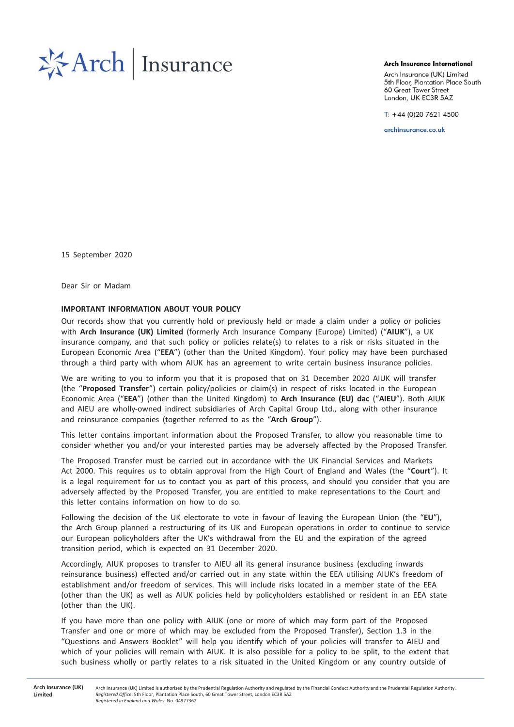Arch Insurance

**Arch Insurance International**

Arch Insurance (UK) Limited
5th Floor, Plantation Place South
60 Great Tower Street
London, UK EC3R 5AZ

T: +44 (0)20 7621 4500

archinsurance.co.uk

15 September 2020

Dear Sir or Madam

**IMPORTANT INFORMATION ABOUT YOUR POLICY**

Our records show that you currently hold or previously held or made a claim under a policy or policies with **Arch Insurance (UK) Limited** (formerly Arch Insurance Company (Europe) Limited) ("**AIUK**"), a UK insurance company, and that such policy or policies relate(s) to relates to a risk or risks situated in the European Economic Area ("**EEA**") (other than the United Kingdom). Your policy may have been purchased through a third party with whom AIUK has an agreement to write certain business insurance policies.

We are writing to you to inform you that it is proposed that on 31 December 2020 AIUK will transfer (the "**Proposed Transfer**") certain policy/policies or claim(s) in respect of risks located in the European Economic Area ("**EEA**") (other than the United Kingdom) to **Arch Insurance (EU) dac** ("**AIEU**"). Both AIUK and AIEU are wholly-owned indirect subsidiaries of Arch Capital Group Ltd., along with other insurance and reinsurance companies (together referred to as the "**Arch Group**").

This letter contains important information about the Proposed Transfer, to allow you reasonable time to consider whether you and/or your interested parties may be adversely affected by the Proposed Transfer.

The Proposed Transfer must be carried out in accordance with the UK Financial Services and Markets Act 2000. This requires us to obtain approval from the High Court of England and Wales (the "**Court**"). It is a legal requirement for us to contact you as part of this process, and should you consider that you are adversely affected by the Proposed Transfer, you are entitled to make representations to the Court and this letter contains information on how to do so.

Following the decision of the UK electorate to vote in favour of leaving the European Union (the "**EU**"), the Arch Group planned a restructuring of its UK and European operations in order to continue to service our European policyholders after the UK's withdrawal from the EU and the expiration of the agreed transition period, which is expected on 31 December 2020.

Accordingly, AIUK proposes to transfer to AIEU all its general insurance business (excluding inwards reinsurance business) effected and/or carried out in any state within the EEA utilising AIUK's freedom of establishment and/or freedom of services. This will include risks located in a member state of the EEA (other than the UK) as well as AIUK policies held by policyholders established or resident in an EEA state (other than the UK).

If you have more than one policy with AIUK (one or more of which may form part of the Proposed Transfer and one or more of which may be excluded from the Proposed Transfer), Section 1.3 in the "Questions and Answers Booklet" will help you identify which of your policies will transfer to AIEU and which of your policies will remain with AIUK. It is also possible for a policy to be split, to the extent that such business wholly or partly relates to a risk situated in the United Kingdom or any country outside of

**Arch Insurance (UK) Limited** Arch Insurance (UK) Limited is authorised by the Prudential Regulation Authority and regulated by the Financial Conduct Authority and the Prudential Regulation Authority.
*Registered Office*: 5th Floor, Plantation Place South, 60 Great Tower Street, London EC3R 5AZ
*Registered in England and Wales*: No. 04977362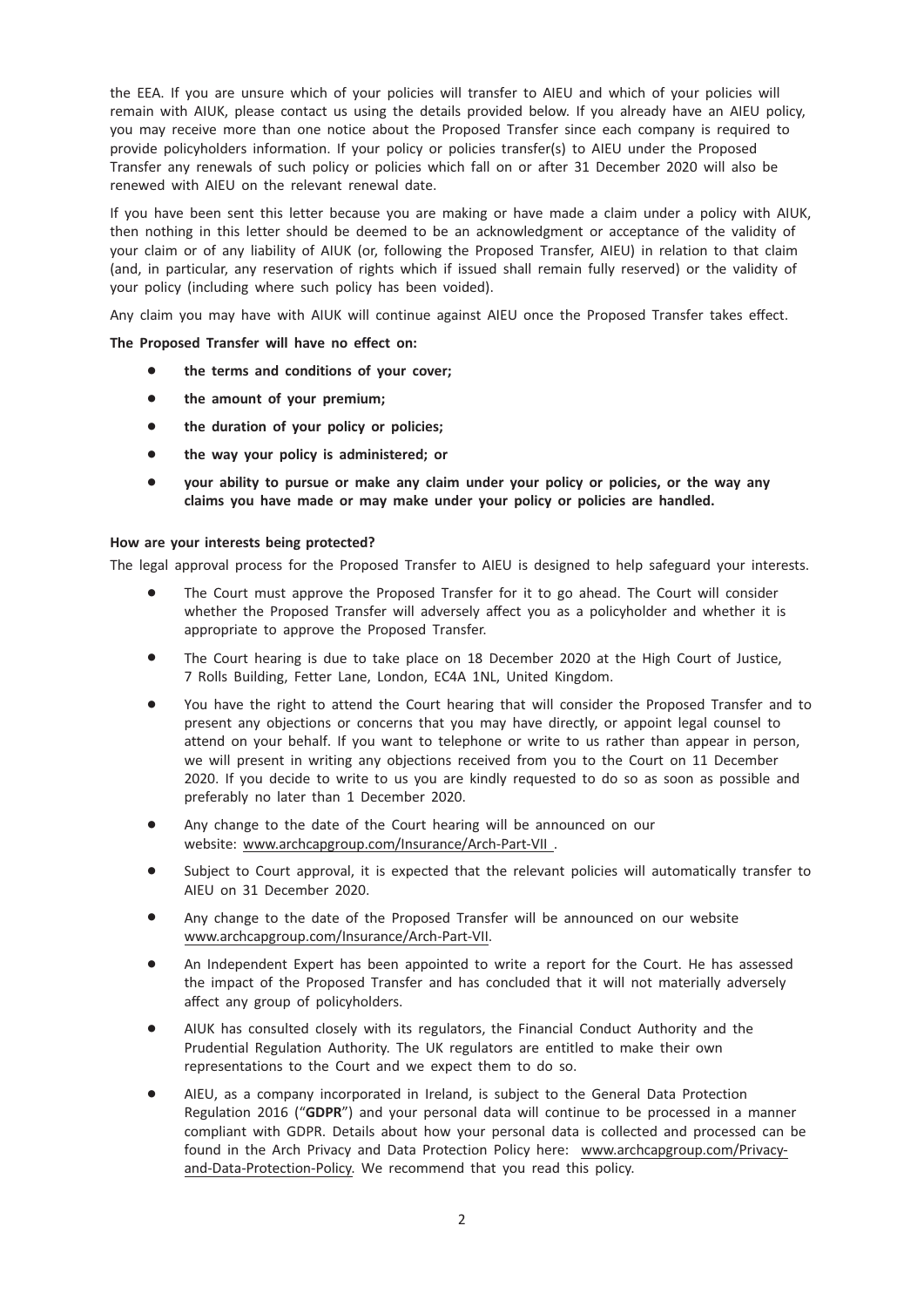the EEA. If you are unsure which of your policies will transfer to AIEU and which of your policies will remain with AIUK, please contact us using the details provided below. If you already have an AIEU policy, you may receive more than one notice about the Proposed Transfer since each company is required to provide policyholders information. If your policy or policies transfer(s) to AIEU under the Proposed Transfer any renewals of such policy or policies which fall on or after 31 December 2020 will also be renewed with AIEU on the relevant renewal date.

If you have been sent this letter because you are making or have made a claim under a policy with AIUK, then nothing in this letter should be deemed to be an acknowledgment or acceptance of the validity of your claim or of any liability of AIUK (or, following the Proposed Transfer, AIEU) in relation to that claim (and, in particular, any reservation of rights which if issued shall remain fully reserved) or the validity of your policy (including where such policy has been voided).

Any claim you may have with AIUK will continue against AIEU once the Proposed Transfer takes effect.

**The Proposed Transfer will have no effect on:**

- **the terms and conditions of your cover;**
- **the amount of your premium;**
- **the duration of your policy or policies;**
- **the way your policy is administered; or**
- **your ability to pursue or make any claim under your policy or policies, or the way any claims you have made or may make under your policy or policies are handled.**

**How are your interests being protected?**

The legal approval process for the Proposed Transfer to AIEU is designed to help safeguard your interests.

- The Court must approve the Proposed Transfer for it to go ahead. The Court will consider whether the Proposed Transfer will adversely affect you as a policyholder and whether it is appropriate to approve the Proposed Transfer.
- The Court hearing is due to take place on 18 December 2020 at the High Court of Justice, 7 Rolls Building, Fetter Lane, London, EC4A 1NL, United Kingdom.
- You have the right to attend the Court hearing that will consider the Proposed Transfer and to present any objections or concerns that you may have directly, or appoint legal counsel to attend on your behalf. If you want to telephone or write to us rather than appear in person, we will present in writing any objections received from you to the Court on 11 December 2020. If you decide to write to us you are kindly requested to do so as soon as possible and preferably no later than 1 December 2020.
- Any change to the date of the Court hearing will be announced on our website: www.archcapgroup.com/Insurance/Arch-Part-VII .
- Subject to Court approval, it is expected that the relevant policies will automatically transfer to AIEU on 31 December 2020.
- Any change to the date of the Proposed Transfer will be announced on our website www.archcapgroup.com/Insurance/Arch-Part-VII.
- An Independent Expert has been appointed to write a report for the Court. He has assessed the impact of the Proposed Transfer and has concluded that it will not materially adversely affect any group of policyholders.
- AIUK has consulted closely with its regulators, the Financial Conduct Authority and the Prudential Regulation Authority. The UK regulators are entitled to make their own representations to the Court and we expect them to do so.
- AIEU, as a company incorporated in Ireland, is subject to the General Data Protection Regulation 2016 ("**GDPR**") and your personal data will continue to be processed in a manner compliant with GDPR. Details about how your personal data is collected and processed can be found in the Arch Privacy and Data Protection Policy here: www.archcapgroup.com/Privacy-and-Data-Protection-Policy. We recommend that you read this policy.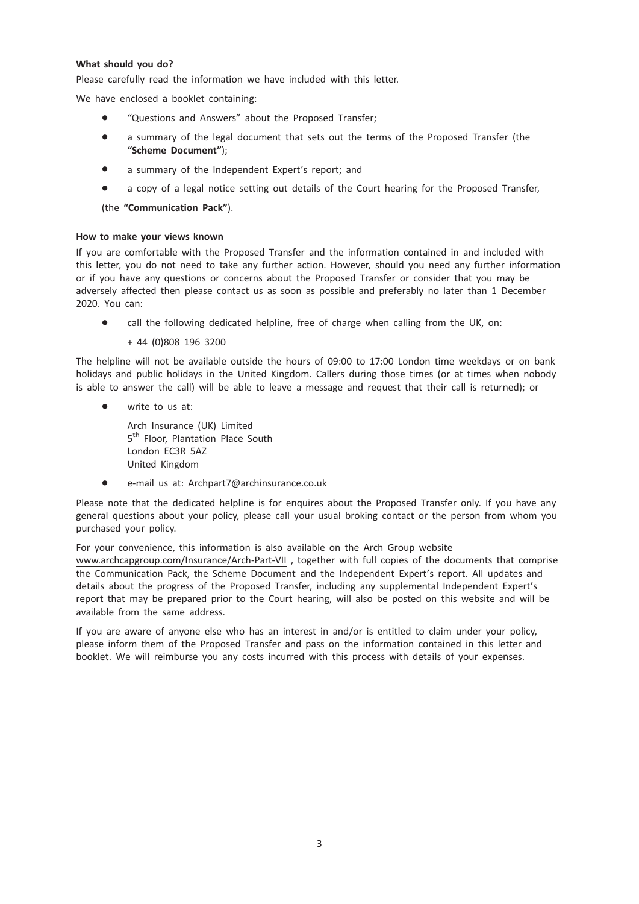**What should you do?**

Please carefully read the information we have included with this letter.

We have enclosed a booklet containing:

- "Questions and Answers" about the Proposed Transfer;
- a summary of the legal document that sets out the terms of the Proposed Transfer (the **"Scheme Document"**);
- a summary of the Independent Expert's report; and
- a copy of a legal notice setting out details of the Court hearing for the Proposed Transfer,

(the **"Communication Pack"**).

**How to make your views known**

If you are comfortable with the Proposed Transfer and the information contained in and included with this letter, you do not need to take any further action. However, should you need any further information or if you have any questions or concerns about the Proposed Transfer or consider that you may be adversely affected then please contact us as soon as possible and preferably no later than 1 December 2020. You can:

- call the following dedicated helpline, free of charge when calling from the UK, on:

  + 44 (0)808 196 3200

The helpline will not be available outside the hours of 09:00 to 17:00 London time weekdays or on bank holidays and public holidays in the United Kingdom. Callers during those times (or at times when nobody is able to answer the call) will be able to leave a message and request that their call is returned); or

- write to us at:

  Arch Insurance (UK) Limited
  5th Floor, Plantation Place South
  London EC3R 5AZ
  United Kingdom

- e-mail us at: Archpart7@archinsurance.co.uk

Please note that the dedicated helpline is for enquires about the Proposed Transfer only. If you have any general questions about your policy, please call your usual broking contact or the person from whom you purchased your policy.

For your convenience, this information is also available on the Arch Group website www.archcapgroup.com/Insurance/Arch-Part-VII , together with full copies of the documents that comprise the Communication Pack, the Scheme Document and the Independent Expert's report. All updates and details about the progress of the Proposed Transfer, including any supplemental Independent Expert's report that may be prepared prior to the Court hearing, will also be posted on this website and will be available from the same address.

If you are aware of anyone else who has an interest in and/or is entitled to claim under your policy, please inform them of the Proposed Transfer and pass on the information contained in this letter and booklet. We will reimburse you any costs incurred with this process with details of your expenses.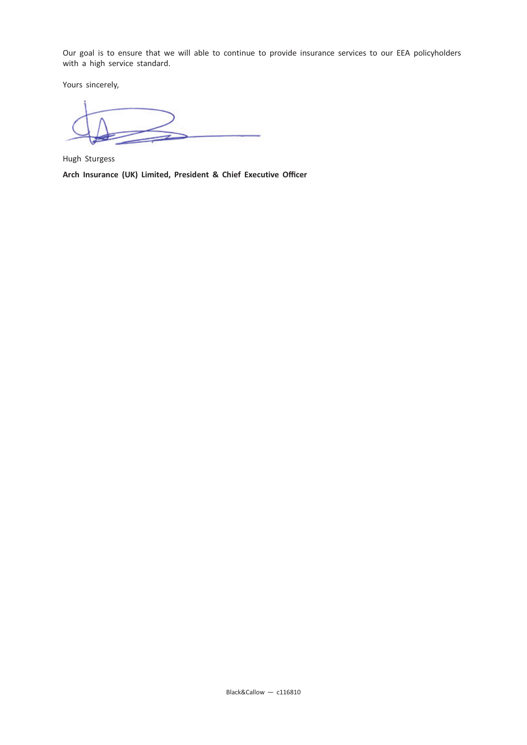Our goal is to ensure that we will able to continue to provide insurance services to our EEA policyholders with a high service standard.

Yours sincerely,

Hugh Sturgess

**Arch Insurance (UK) Limited, President & Chief Executive Officer**

Black&Callow — c116810